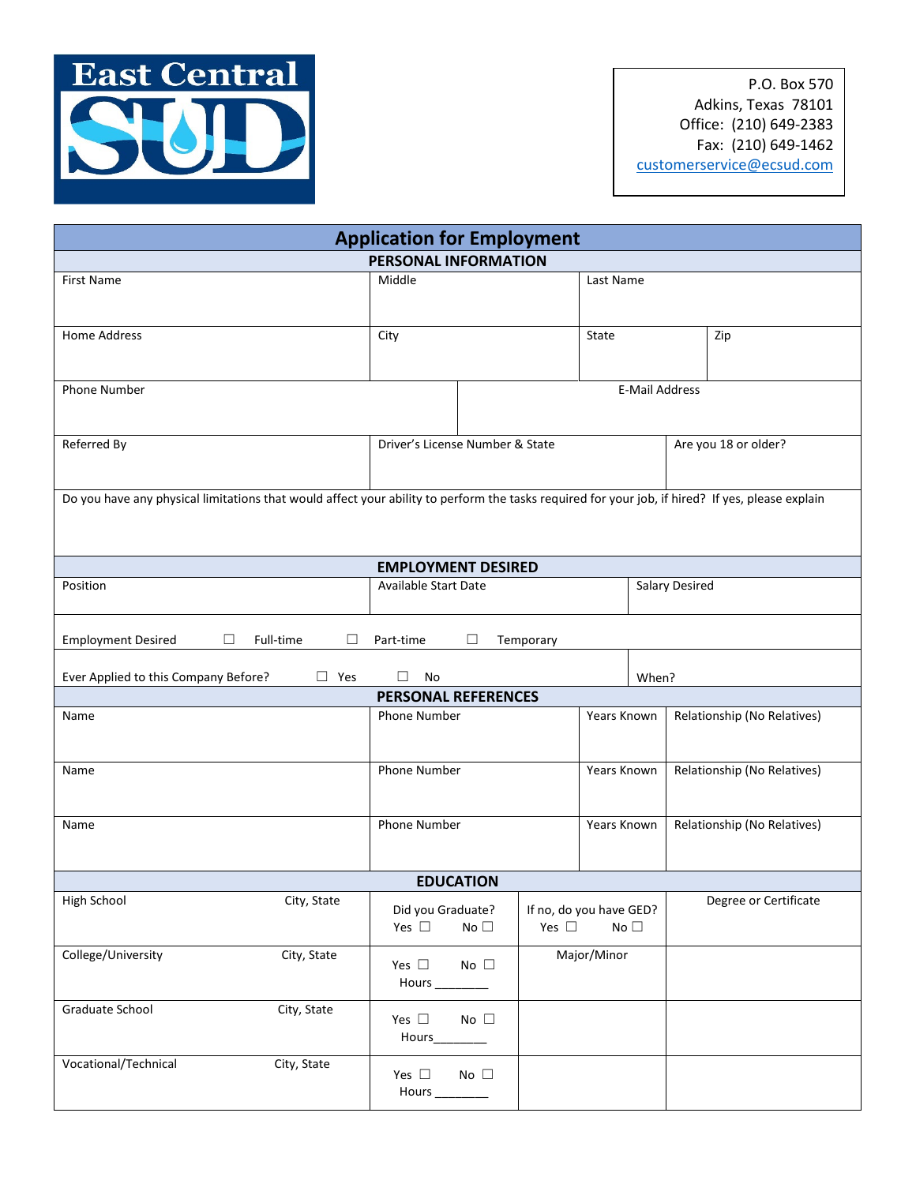East Central SUD

P.O. Box 570
Adkins, Texas 78101
Office: (210) 649-2383
Fax: (210) 649-1462
customerservice@ecsud.com

# Application for Employment

## PERSONAL INFORMATION

| First Name | Middle | Last Name | |
|---|---|---|---|
| Home Address | City | State | Zip |

| Phone Number | E-Mail Address |
|---|---|
| | |

| Referred By | Driver's License Number & State | Are you 18 or older? |
|---|---|---|
| | | |

Do you have any physical limitations that would affect your ability to perform the tasks required for your job, if hired? If yes, please explain

## EMPLOYMENT DESIRED

| Position | Available Start Date | Salary Desired |
|---|---|---|
| | | |

Employment Desired ☐ Full-time ☐ Part-time ☐ Temporary

Ever Applied to this Company Before? ☐ Yes ☐ No When?

## PERSONAL REFERENCES

| Name | Phone Number | Years Known | Relationship (No Relatives) |
|---|---|---|---|
| Name | Phone Number | Years Known | Relationship (No Relatives) |
| Name | Phone Number | Years Known | Relationship (No Relatives) |

## EDUCATION

| | | | |
|---|---|---|---|
| High School City, State | Did you Graduate? Yes ☐ No ☐ | If no, do you have GED? Yes ☐ No ☐ | Degree or Certificate |
| College/University City, State | Yes ☐ No ☐ Hours ________ | Major/Minor | |
| Graduate School City, State | Yes ☐ No ☐ Hours________ | | |
| Vocational/Technical City, State | Yes ☐ No ☐ Hours ________ | | |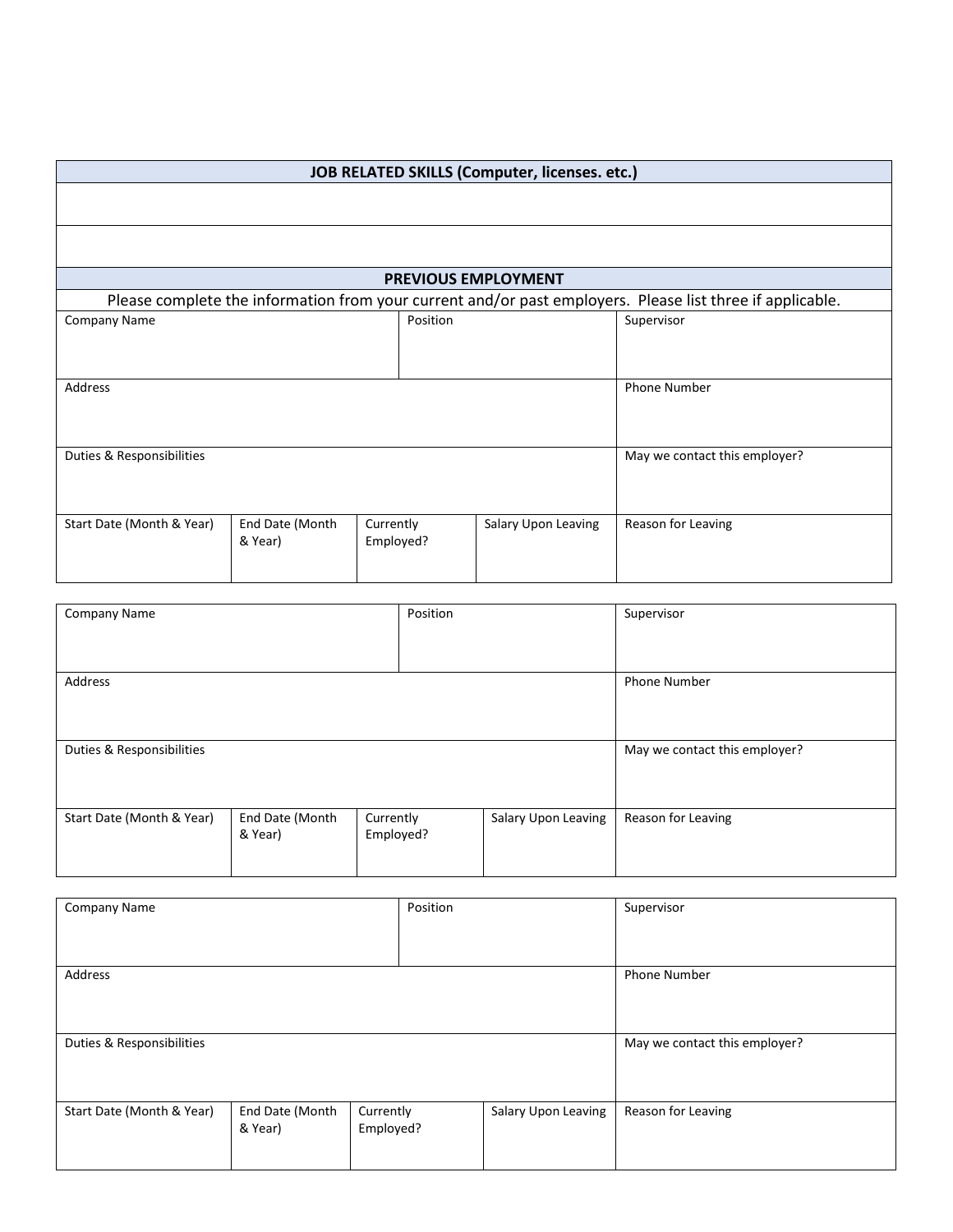## JOB RELATED SKILLS (Computer, licenses. etc.)

| |
|---|
| |
| |

## PREVIOUS EMPLOYMENT

Please complete the information from your current and/or past employers. Please list three if applicable.

| Company Name | | | Position | Supervisor |
|---|---|---|---|---|
| Address | | | | Phone Number |
| Duties & Responsibilities | | | | May we contact this employer? |
| Start Date (Month & Year) | End Date (Month & Year) | Currently Employed? | Salary Upon Leaving | Reason for Leaving |

| Company Name | | | Position | Supervisor |
|---|---|---|---|---|
| Address | | | | Phone Number |
| Duties & Responsibilities | | | | May we contact this employer? |
| Start Date (Month & Year) | End Date (Month & Year) | Currently Employed? | Salary Upon Leaving | Reason for Leaving |

| Company Name | | | Position | Supervisor |
|---|---|---|---|---|
| Address | | | | Phone Number |
| Duties & Responsibilities | | | | May we contact this employer? |
| Start Date (Month & Year) | End Date (Month & Year) | Currently Employed? | Salary Upon Leaving | Reason for Leaving |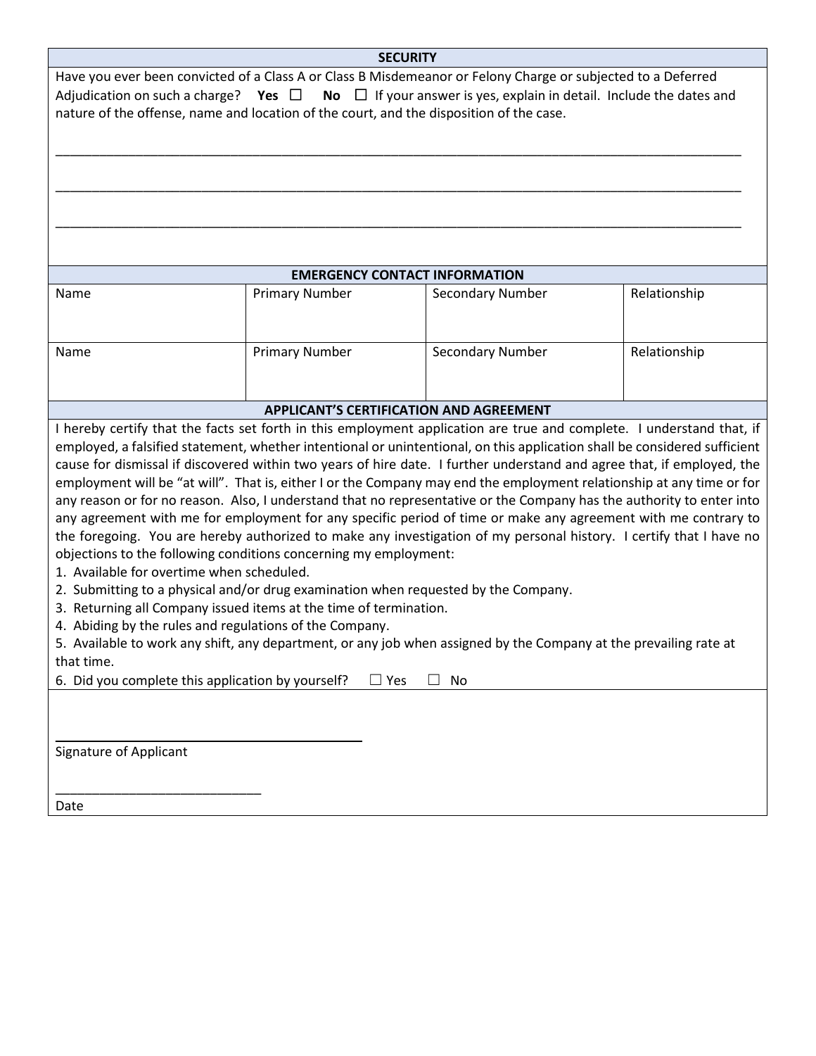## SECURITY

Have you ever been convicted of a Class A or Class B Misdemeanor or Felony Charge or subjected to a Deferred Adjudication on such a charge? **Yes** ☐ **No** ☐ If your answer is yes, explain in detail. Include the dates and nature of the offense, name and location of the court, and the disposition of the case.

\_\_\_\_\_\_\_\_\_\_\_\_\_\_\_\_\_\_\_\_\_\_\_\_\_\_\_\_\_\_\_\_\_\_\_\_\_\_\_\_\_\_\_\_\_\_\_\_\_\_\_\_\_\_\_\_\_\_\_\_\_\_\_\_\_\_\_\_\_\_\_\_\_\_\_\_\_\_\_\_\_\_\_\_\_\_\_\_

\_\_\_\_\_\_\_\_\_\_\_\_\_\_\_\_\_\_\_\_\_\_\_\_\_\_\_\_\_\_\_\_\_\_\_\_\_\_\_\_\_\_\_\_\_\_\_\_\_\_\_\_\_\_\_\_\_\_\_\_\_\_\_\_\_\_\_\_\_\_\_\_\_\_\_\_\_\_\_\_\_\_\_\_\_\_\_\_

\_\_\_\_\_\_\_\_\_\_\_\_\_\_\_\_\_\_\_\_\_\_\_\_\_\_\_\_\_\_\_\_\_\_\_\_\_\_\_\_\_\_\_\_\_\_\_\_\_\_\_\_\_\_\_\_\_\_\_\_\_\_\_\_\_\_\_\_\_\_\_\_\_\_\_\_\_\_\_\_\_\_\_\_\_\_\_\_

## EMERGENCY CONTACT INFORMATION

| | | | |
|---|---|---|---|
| Name | Primary Number | Secondary Number | Relationship |
| Name | Primary Number | Secondary Number | Relationship |

## APPLICANT'S CERTIFICATION AND AGREEMENT

I hereby certify that the facts set forth in this employment application are true and complete. I understand that, if employed, a falsified statement, whether intentional or unintentional, on this application shall be considered sufficient cause for dismissal if discovered within two years of hire date. I further understand and agree that, if employed, the employment will be "at will". That is, either I or the Company may end the employment relationship at any time or for any reason or for no reason. Also, I understand that no representative or the Company has the authority to enter into any agreement with me for employment for any specific period of time or make any agreement with me contrary to the foregoing. You are hereby authorized to make any investigation of my personal history. I certify that I have no objections to the following conditions concerning my employment:

1. Available for overtime when scheduled.
2. Submitting to a physical and/or drug examination when requested by the Company.
3. Returning all Company issued items at the time of termination.
4. Abiding by the rules and regulations of the Company.
5. Available to work any shift, any department, or any job when assigned by the Company at the prevailing rate at that time.
6. Did you complete this application by yourself? ☐ Yes ☐ No

\_\_\_\_\_\_\_\_\_\_\_\_\_\_\_\_\_\_\_\_\_\_\_\_\_\_\_\_\_\_\_\_\_\_\_\_\_\_\_\_\_\_\_\_

Signature of Applicant

\_\_\_\_\_\_\_\_\_\_\_\_\_\_\_\_\_\_\_\_\_\_\_\_\_\_\_\_

Date